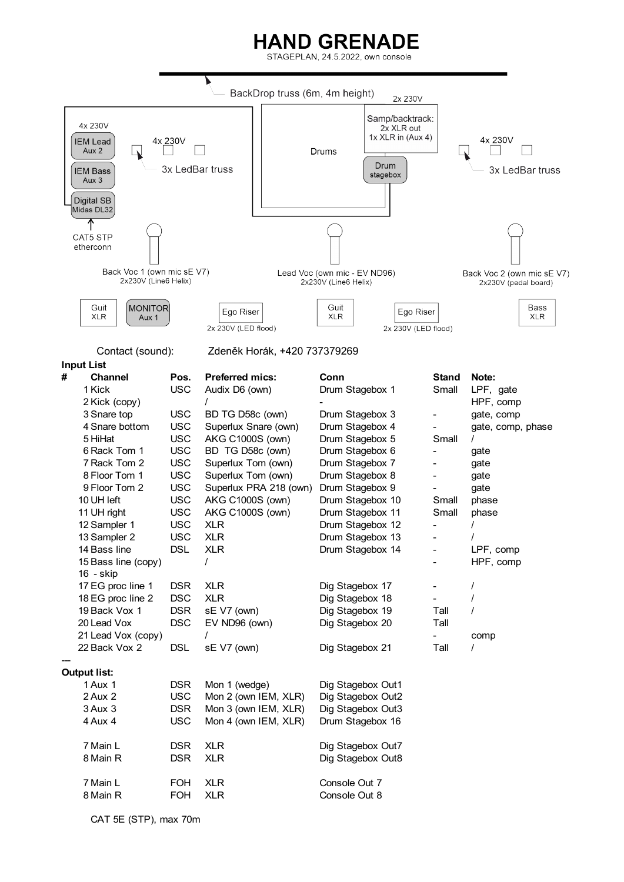# HAND GRENADE

STAGEPLAN, 24.5.2022, own console

BackDrop truss (6m, 4m height)

2x 230V

Samp/backtrack:
2x XLR out
1x XLR in (Aux 4)

Drums

Drum stagebox

4x 230V

IEM Lead
Aux 2

IEM Bass
Aux 3

Digital SB
Midas DL32

CAT5 STP
etherconn

4x 230V

3x LedBar truss

4x 230V

3x LedBar truss

Back Voc 1 (own mic sE V7)
2x230V (Line6 Helix)

Lead Voc (own mic - EV ND96)
2x230V (Line6 Helix)

Back Voc 2 (own mic sE V7)
2x230V (pedal board)

Guit
XLR

MONITOR
Aux 1

Ego Riser
2x 230V (LED flood)

Guit
XLR

Ego Riser
2x 230V (LED flood)

Bass
XLR

Contact (sound): Zdeněk Horák, +420 737379269

**Input List**

| # | Channel | Pos. | Preferred mics: | Conn | Stand | Note: |
|---|---|---|---|---|---|---|
| 1 | Kick | USC | Audix D6 (own) | Drum Stagebox 1 | Small | LPF, gate |
| 2 | Kick (copy) | | / | - | | HPF, comp |
| 3 | Snare top | USC | BD TG D58c (own) | Drum Stagebox 3 | - | gate, comp |
| 4 | Snare bottom | USC | Superlux Snare (own) | Drum Stagebox 4 | - | gate, comp, phase |
| 5 | HiHat | USC | AKG C1000S (own) | Drum Stagebox 5 | Small | / |
| 6 | Rack Tom 1 | USC | BD TG D58c (own) | Drum Stagebox 6 | - | gate |
| 7 | Rack Tom 2 | USC | Superlux Tom (own) | Drum Stagebox 7 | - | gate |
| 8 | Floor Tom 1 | USC | Superlux Tom (own) | Drum Stagebox 8 | - | gate |
| 9 | Floor Tom 2 | USC | Superlux PRA 218 (own) | Drum Stagebox 9 | - | gate |
| 10 | UH left | USC | AKG C1000S (own) | Drum Stagebox 10 | Small | phase |
| 11 | UH right | USC | AKG C1000S (own) | Drum Stagebox 11 | Small | phase |
| 12 | Sampler 1 | USC | XLR | Drum Stagebox 12 | - | / |
| 13 | Sampler 2 | USC | XLR | Drum Stagebox 13 | - | / |
| 14 | Bass line | DSL | XLR | Drum Stagebox 14 | - | LPF, comp |
| 15 | Bass line (copy) | | / | | - | HPF, comp |
| 16 | - skip | | | | | |
| 17 | EG proc line 1 | DSR | XLR | Dig Stagebox 17 | - | / |
| 18 | EG proc line 2 | DSC | XLR | Dig Stagebox 18 | - | / |
| 19 | Back Vox 1 | DSR | sE V7 (own) | Dig Stagebox 19 | Tall | / |
| 20 | Lead Vox | DSC | EV ND96 (own) | Dig Stagebox 20 | Tall | |
| 21 | Lead Vox (copy) | | / | | - | comp |
| 22 | Back Vox 2 | DSL | sE V7 (own) | Dig Stagebox 21 | Tall | / |

—

**Output list:**

| # | Channel | Pos. | | Conn |
|---|---|---|---|---|
| 1 | Aux 1 | DSR | Mon 1 (wedge) | Dig Stagebox Out1 |
| 2 | Aux 2 | USC | Mon 2 (own IEM, XLR) | Dig Stagebox Out2 |
| 3 | Aux 3 | DSR | Mon 3 (own IEM, XLR) | Dig Stagebox Out3 |
| 4 | Aux 4 | USC | Mon 4 (own IEM, XLR) | Drum Stagebox 16 |
| | | | | |
| 7 | Main L | DSR | XLR | Dig Stagebox Out7 |
| 8 | Main R | DSR | XLR | Dig Stagebox Out8 |
| | | | | |
| 7 | Main L | FOH | XLR | Console Out 7 |
| 8 | Main R | FOH | XLR | Console Out 8 |

CAT 5E (STP), max 70m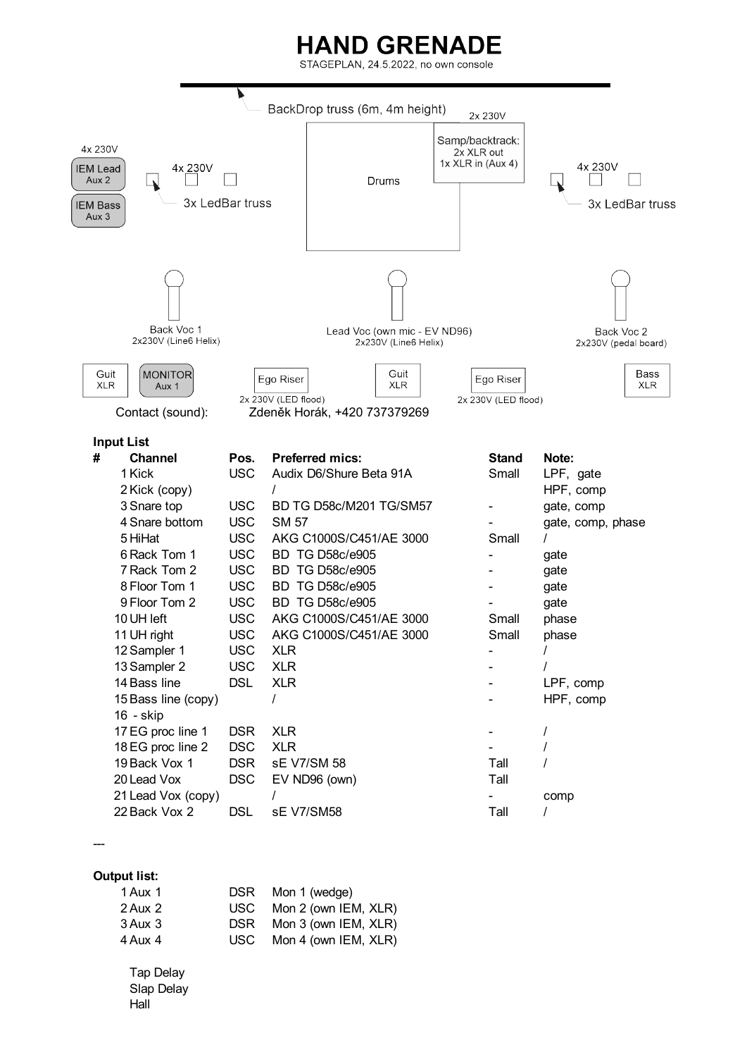# HAND GRENADE

STAGEPLAN, 24.5.2022, no own console

BackDrop truss (6m, 4m height)

2x 230V

Samp/backtrack:
2x XLR out
1x XLR in (Aux 4)

Drums

4x 230V

IEM Lead
Aux 2

IEM Bass
Aux 3

4x 230V

3x LedBar truss

4x 230V

3x LedBar truss

Back Voc 1
2x230V (Line6 Helix)

Lead Voc (own mic - EV ND96)
2x230V (Line6 Helix)

Back Voc 2
2x230V (pedal board)

Guit
XLR

MONITOR
Aux 1

Ego Riser
2x 230V (LED flood)

Guit
XLR

Ego Riser
2x 230V (LED flood)

Bass
XLR

Contact (sound): Zdeněk Horák, +420 737379269

**Input List**

| # | Channel | Pos. | Preferred mics: | Stand | Note: |
|---|---|---|---|---|---|
| 1 | Kick | USC | Audix D6/Shure Beta 91A | Small | LPF, gate |
| 2 | Kick (copy) | | / | | HPF, comp |
| 3 | Snare top | USC | BD TG D58c/M201 TG/SM57 | - | gate, comp |
| 4 | Snare bottom | USC | SM 57 | - | gate, comp, phase |
| 5 | HiHat | USC | AKG C1000S/C451/AE 3000 | Small | / |
| 6 | Rack Tom 1 | USC | BD TG D58c/e905 | - | gate |
| 7 | Rack Tom 2 | USC | BD TG D58c/e905 | - | gate |
| 8 | Floor Tom 1 | USC | BD TG D58c/e905 | - | gate |
| 9 | Floor Tom 2 | USC | BD TG D58c/e905 | - | gate |
| 10 | UH left | USC | AKG C1000S/C451/AE 3000 | Small | phase |
| 11 | UH right | USC | AKG C1000S/C451/AE 3000 | Small | phase |
| 12 | Sampler 1 | USC | XLR | - | / |
| 13 | Sampler 2 | USC | XLR | - | / |
| 14 | Bass line | DSL | XLR | - | LPF, comp |
| 15 | Bass line (copy) | | / | - | HPF, comp |
| 16 | - skip | | | | |
| 17 | EG proc line 1 | DSR | XLR | - | / |
| 18 | EG proc line 2 | DSC | XLR | - | / |
| 19 | Back Vox 1 | DSR | sE V7/SM 58 | Tall | / |
| 20 | Lead Vox | DSC | EV ND96 (own) | Tall | |
| 21 | Lead Vox (copy) | | / | - | comp |
| 22 | Back Vox 2 | DSL | sE V7/SM58 | Tall | / |

---

**Output list:**

| | | |
|---|---|---|
| 1 Aux 1 | DSR | Mon 1 (wedge) |
| 2 Aux 2 | USC | Mon 2 (own IEM, XLR) |
| 3 Aux 3 | DSR | Mon 3 (own IEM, XLR) |
| 4 Aux 4 | USC | Mon 4 (own IEM, XLR) |

Tap Delay
Slap Delay
Hall